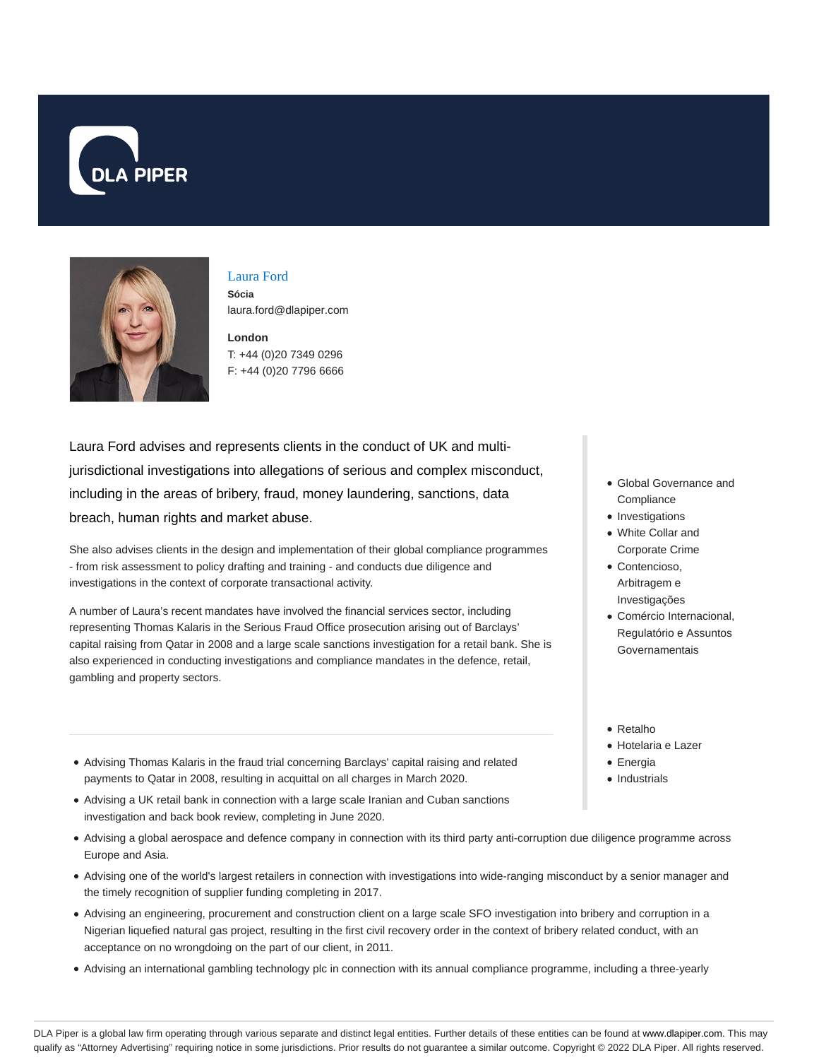Laura Ford

**Sócia**

laura.ford@dlapiper.com

**London**

T: +44 (0)20 7349 0296

F: +44 (0)20 7796 6666

Laura Ford advises and represents clients in the conduct of UK and multi-jurisdictional investigations into allegations of serious and complex misconduct, including in the areas of bribery, fraud, money laundering, sanctions, data breach, human rights and market abuse.

She also advises clients in the design and implementation of their global compliance programmes - from risk assessment to policy drafting and training - and conducts due diligence and investigations in the context of corporate transactional activity.

A number of Laura's recent mandates have involved the financial services sector, including representing Thomas Kalaris in the Serious Fraud Office prosecution arising out of Barclays' capital raising from Qatar in 2008 and a large scale sanctions investigation for a retail bank. She is also experienced in conducting investigations and compliance mandates in the defence, retail, gambling and property sectors.

- Global Governance and Compliance
- Investigations
- White Collar and Corporate Crime
- Contencioso, Arbitragem e Investigações
- Comércio Internacional, Regulatório e Assuntos Governamentais

- Retalho
- Hotelaria e Lazer
- Energia
- Industrials

- Advising Thomas Kalaris in the fraud trial concerning Barclays' capital raising and related payments to Qatar in 2008, resulting in acquittal on all charges in March 2020.
- Advising a UK retail bank in connection with a large scale Iranian and Cuban sanctions investigation and back book review, completing in June 2020.
- Advising a global aerospace and defence company in connection with its third party anti-corruption due diligence programme across Europe and Asia.
- Advising one of the world's largest retailers in connection with investigations into wide-ranging misconduct by a senior manager and the timely recognition of supplier funding completing in 2017.
- Advising an engineering, procurement and construction client on a large scale SFO investigation into bribery and corruption in a Nigerian liquefied natural gas project, resulting in the first civil recovery order in the context of bribery related conduct, with an acceptance on no wrongdoing on the part of our client, in 2011.
- Advising an international gambling technology plc in connection with its annual compliance programme, including a three-yearly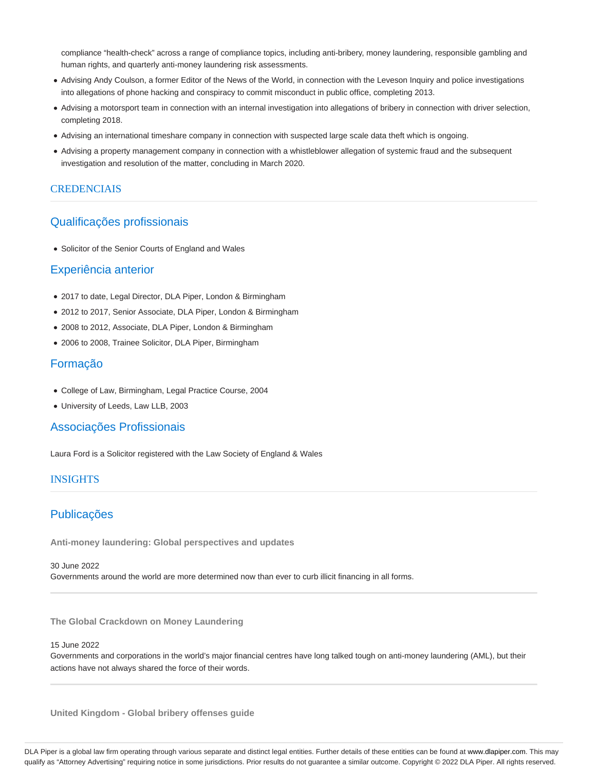compliance “health-check” across a range of compliance topics, including anti-bribery, money laundering, responsible gambling and human rights, and quarterly anti-money laundering risk assessments.

- Advising Andy Coulson, a former Editor of the News of the World, in connection with the Leveson Inquiry and police investigations into allegations of phone hacking and conspiracy to commit misconduct in public office, completing 2013.
- Advising a motorsport team in connection with an internal investigation into allegations of bribery in connection with driver selection, completing 2018.
- Advising an international timeshare company in connection with suspected large scale data theft which is ongoing.
- Advising a property management company in connection with a whistleblower allegation of systemic fraud and the subsequent investigation and resolution of the matter, concluding in March 2020.

## CREDENCIAIS

### Qualificações profissionais

- Solicitor of the Senior Courts of England and Wales

### Experiência anterior

- 2017 to date, Legal Director, DLA Piper, London & Birmingham
- 2012 to 2017, Senior Associate, DLA Piper, London & Birmingham
- 2008 to 2012, Associate, DLA Piper, London & Birmingham
- 2006 to 2008, Trainee Solicitor, DLA Piper, Birmingham

### Formação

- College of Law, Birmingham, Legal Practice Course, 2004
- University of Leeds, Law LLB, 2003

### Associações Profissionais

Laura Ford is a Solicitor registered with the Law Society of England & Wales

## INSIGHTS

### Publicações

**Anti-money laundering: Global perspectives and updates**

30 June 2022
Governments around the world are more determined now than ever to curb illicit financing in all forms.

---

**The Global Crackdown on Money Laundering**

15 June 2022
Governments and corporations in the world’s major financial centres have long talked tough on anti-money laundering (AML), but their actions have not always shared the force of their words.

---

**United Kingdom - Global bribery offenses guide**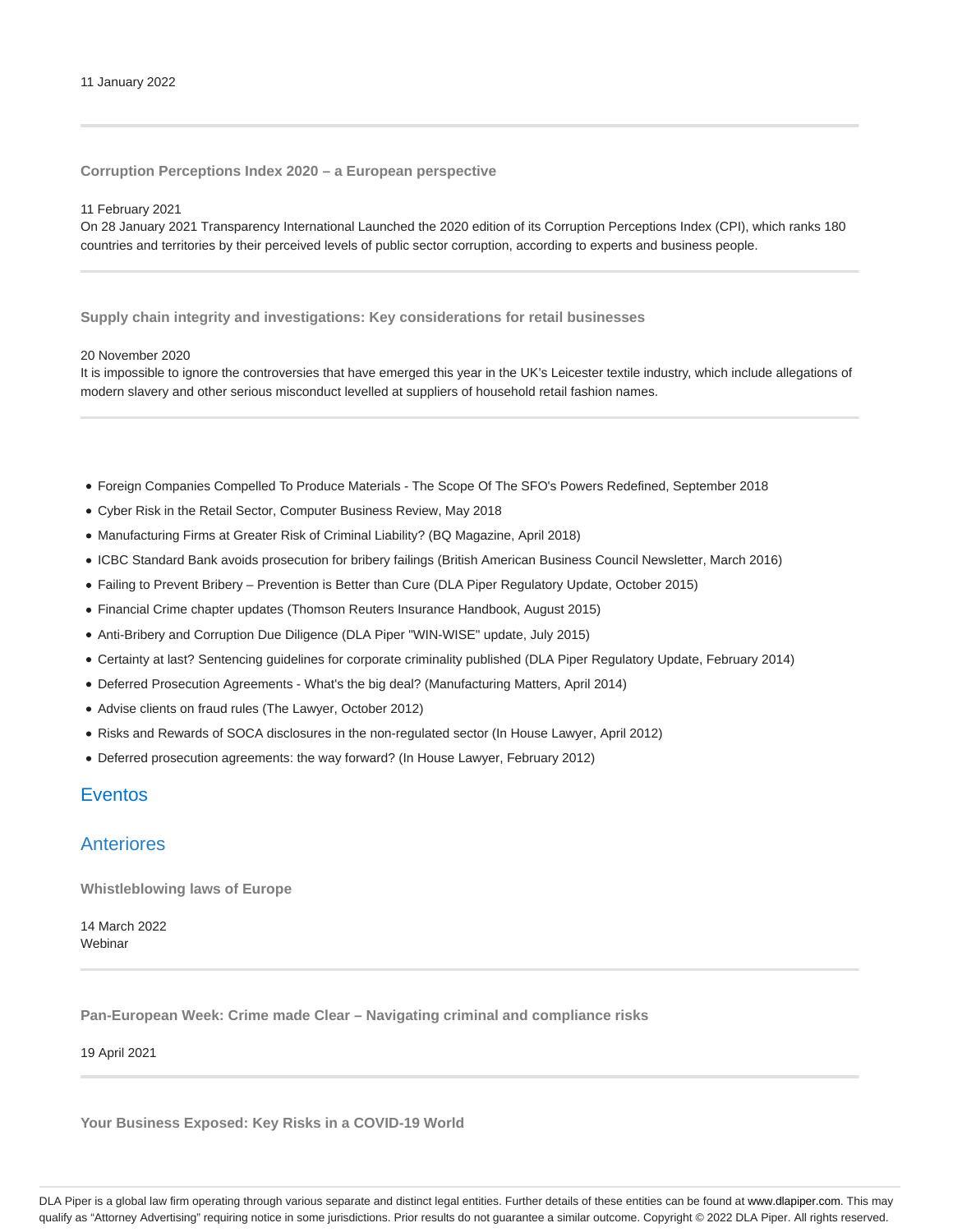11 January 2022

---

### Corruption Perceptions Index 2020 – a European perspective

11 February 2021
On 28 January 2021 Transparency International Launched the 2020 edition of its Corruption Perceptions Index (CPI), which ranks 180 countries and territories by their perceived levels of public sector corruption, according to experts and business people.

---

### Supply chain integrity and investigations: Key considerations for retail businesses

20 November 2020
It is impossible to ignore the controversies that have emerged this year in the UK's Leicester textile industry, which include allegations of modern slavery and other serious misconduct levelled at suppliers of household retail fashion names.

---

- Foreign Companies Compelled To Produce Materials - The Scope Of The SFO's Powers Redefined, September 2018
- Cyber Risk in the Retail Sector, Computer Business Review, May 2018
- Manufacturing Firms at Greater Risk of Criminal Liability? (BQ Magazine, April 2018)
- ICBC Standard Bank avoids prosecution for bribery failings (British American Business Council Newsletter, March 2016)
- Failing to Prevent Bribery – Prevention is Better than Cure (DLA Piper Regulatory Update, October 2015)
- Financial Crime chapter updates (Thomson Reuters Insurance Handbook, August 2015)
- Anti-Bribery and Corruption Due Diligence (DLA Piper "WIN-WISE" update, July 2015)
- Certainty at last? Sentencing guidelines for corporate criminality published (DLA Piper Regulatory Update, February 2014)
- Deferred Prosecution Agreements - What's the big deal? (Manufacturing Matters, April 2014)
- Advise clients on fraud rules (The Lawyer, October 2012)
- Risks and Rewards of SOCA disclosures in the non-regulated sector (In House Lawyer, April 2012)
- Deferred prosecution agreements: the way forward? (In House Lawyer, February 2012)

## Eventos

## Anteriores

### Whistleblowing laws of Europe

14 March 2022
Webinar

---

### Pan-European Week: Crime made Clear – Navigating criminal and compliance risks

19 April 2021

---

### Your Business Exposed: Key Risks in a COVID-19 World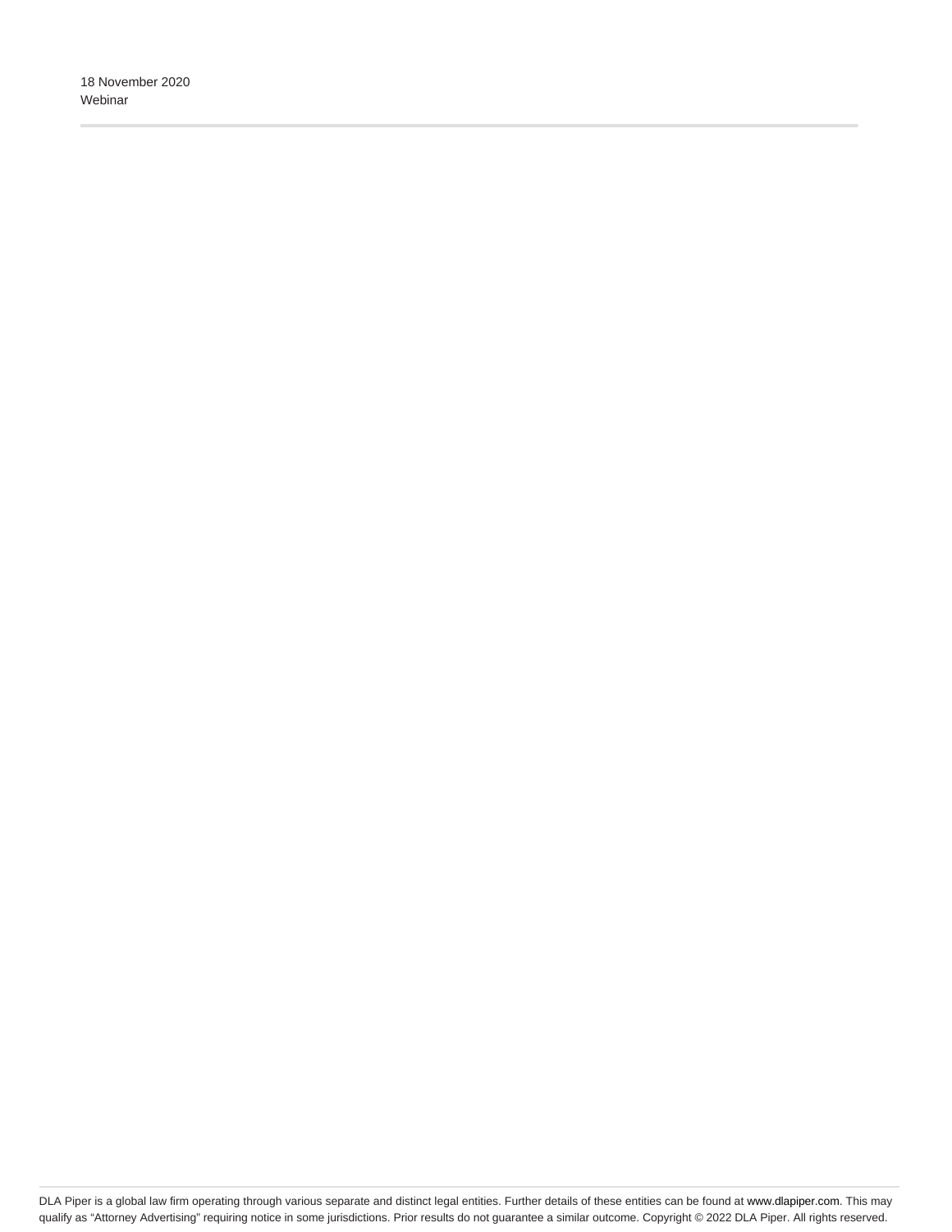18 November 2020
Webinar